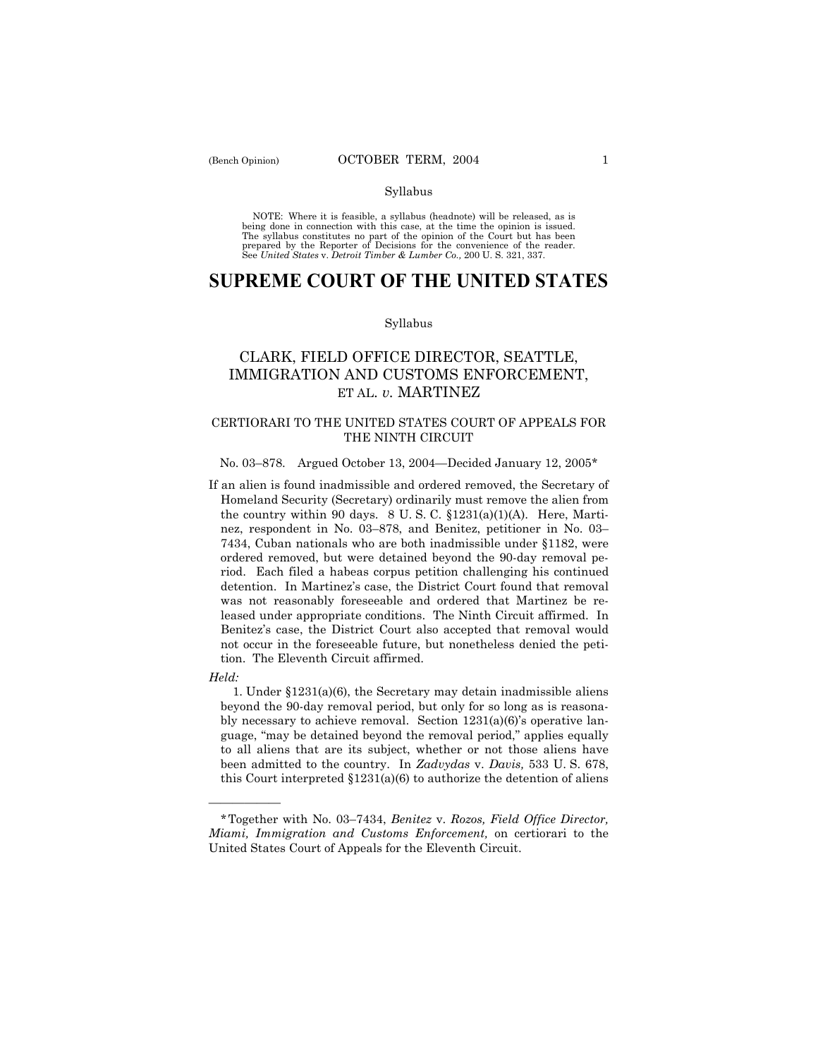Syllabus

NOTE: Where it is feasible, a syllabus (headnote) will be released, as is being done in connection with this case, at the time the opinion is issued. The syllabus constitutes no part of the opinion of the Court but has been prepared by the Reporter of Decisions for the convenience of the reader. See *United States* v. *Detroit Timber & Lumber Co.,* 200 U. S. 321, 337.

# SUPREME COURT OF THE UNITED STATES

Syllabus

## CLARK, FIELD OFFICE DIRECTOR, SEATTLE, IMMIGRATION AND CUSTOMS ENFORCEMENT, ET AL. *v.* MARTINEZ

### CERTIORARI TO THE UNITED STATES COURT OF APPEALS FOR THE NINTH CIRCUIT

No. 03–878. Argued October 13, 2004—Decided January 12, 2005*

If an alien is found inadmissible and ordered removed, the Secretary of Homeland Security (Secretary) ordinarily must remove the alien from the country within 90 days. 8 U. S. C. §1231(a)(1)(A). Here, Martinez, respondent in No. 03–878, and Benitez, petitioner in No. 03–7434, Cuban nationals who are both inadmissible under §1182, were ordered removed, but were detained beyond the 90-day removal period. Each filed a habeas corpus petition challenging his continued detention. In Martinez's case, the District Court found that removal was not reasonably foreseeable and ordered that Martinez be released under appropriate conditions. The Ninth Circuit affirmed. In Benitez's case, the District Court also accepted that removal would not occur in the foreseeable future, but nonetheless denied the petition. The Eleventh Circuit affirmed.

*Held:*

1. Under §1231(a)(6), the Secretary may detain inadmissible aliens beyond the 90-day removal period, but only for so long as is reasonably necessary to achieve removal. Section 1231(a)(6)'s operative language, "may be detained beyond the removal period," applies equally to all aliens that are its subject, whether or not those aliens have been admitted to the country. In *Zadvydas* v. *Davis,* 533 U. S. 678, this Court interpreted §1231(a)(6) to authorize the detention of aliens

---

*Together with No. 03–7434, *Benitez* v. *Rozos, Field Office Director, Miami, Immigration and Customs Enforcement,* on certiorari to the United States Court of Appeals for the Eleventh Circuit.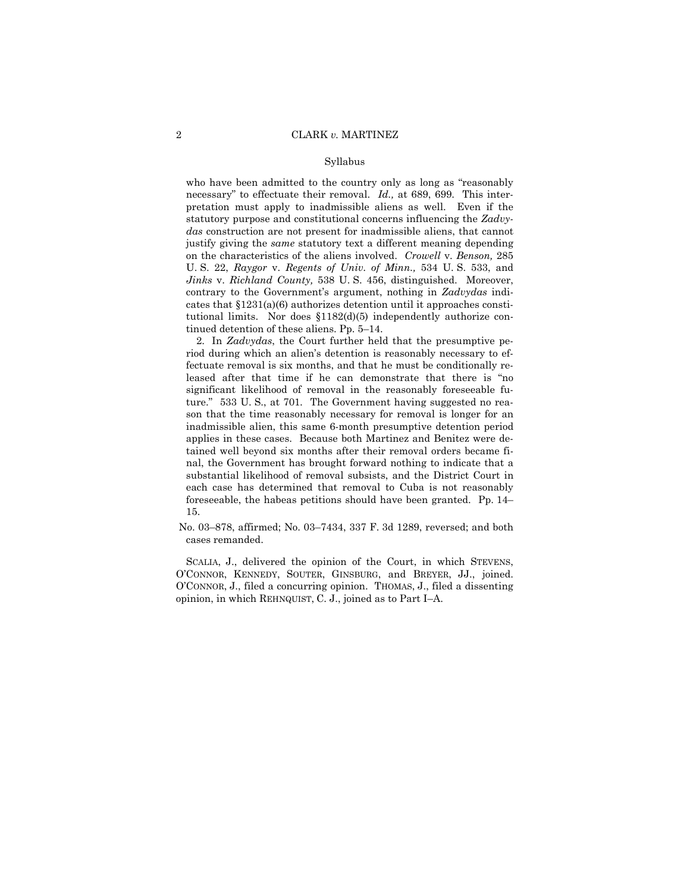## Syllabus

who have been admitted to the country only as long as "reasonably necessary" to effectuate their removal. *Id.,* at 689, 699. This interpretation must apply to inadmissible aliens as well. Even if the statutory purpose and constitutional concerns influencing the *Zadvydas* construction are not present for inadmissible aliens, that cannot justify giving the *same* statutory text a different meaning depending on the characteristics of the aliens involved. *Crowell* v. *Benson,* 285 U. S. 22, *Raygor* v. *Regents of Univ. of Minn.,* 534 U. S. 533, and *Jinks* v. *Richland County,* 538 U. S. 456, distinguished. Moreover, contrary to the Government's argument, nothing in *Zadvydas* indicates that §1231(a)(6) authorizes detention until it approaches constitutional limits. Nor does §1182(d)(5) independently authorize continued detention of these aliens. Pp. 5–14.

2. In *Zadvydas*, the Court further held that the presumptive period during which an alien's detention is reasonably necessary to effectuate removal is six months, and that he must be conditionally released after that time if he can demonstrate that there is "no significant likelihood of removal in the reasonably foreseeable future." 533 U. S., at 701. The Government having suggested no reason that the time reasonably necessary for removal is longer for an inadmissible alien, this same 6-month presumptive detention period applies in these cases. Because both Martinez and Benitez were detained well beyond six months after their removal orders became final, the Government has brought forward nothing to indicate that a substantial likelihood of removal subsists, and the District Court in each case has determined that removal to Cuba is not reasonably foreseeable, the habeas petitions should have been granted. Pp. 14–15.

No. 03–878, affirmed; No. 03–7434, 337 F. 3d 1289, reversed; and both cases remanded.

SCALIA, J., delivered the opinion of the Court, in which STEVENS, O'CONNOR, KENNEDY, SOUTER, GINSBURG, and BREYER, JJ., joined. O'CONNOR, J., filed a concurring opinion. THOMAS, J., filed a dissenting opinion, in which REHNQUIST, C. J., joined as to Part I–A.